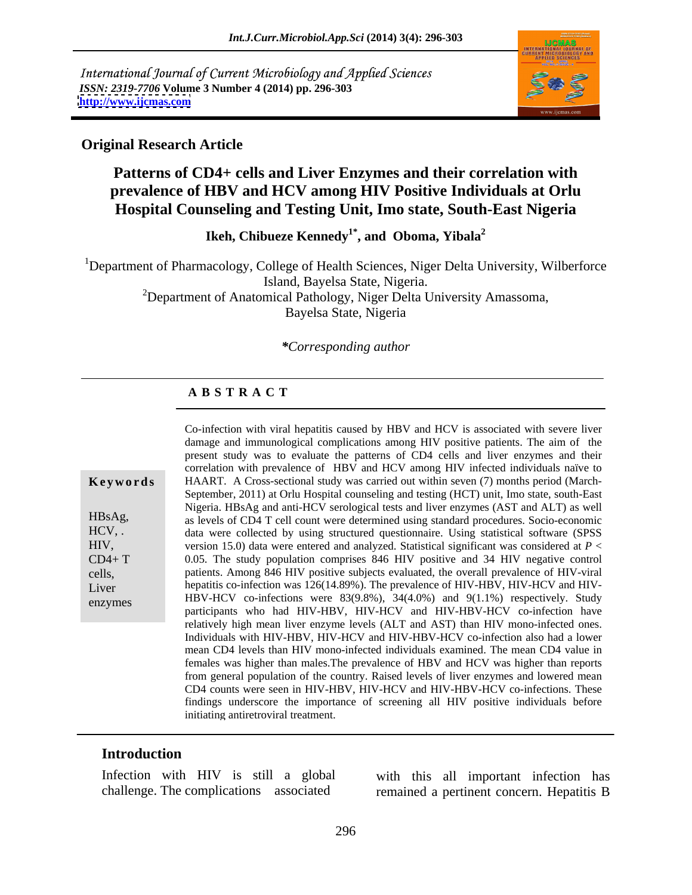International Journal of Current Microbiology and Applied Sciences
*ISSN: 2319-7706* **Volume 3 Number 4 (2014) pp. 296-303**
**http://www.ijcmas.com**

**Original Research Article**

# Patterns of CD4+ cells and Liver Enzymes and their correlation with prevalence of HBV and HCV among HIV Positive Individuals at Orlu Hospital Counseling and Testing Unit, Imo state, South-East Nigeria

**Ikeh, Chibueze Kennedy[1*], and Oboma, Yibala[2]**

[1]Department of Pharmacology, College of Health Sciences, Niger Delta University, Wilberforce Island, Bayelsa State, Nigeria.
[2]Department of Anatomical Pathology, Niger Delta University Amassoma, Bayelsa State, Nigeria

***Corresponding author***

## ABSTRACT

**Keywords**

HBsAg, HCV, . HIV, CD4+ T cells, Liver enzymes

Co-infection with viral hepatitis caused by HBV and HCV is associated with severe liver damage and immunological complications among HIV positive patients. The aim of the present study was to evaluate the patterns of CD4 cells and liver enzymes and their correlation with prevalence of HBV and HCV among HIV infected individuals naïve to HAART. A Cross-sectional study was carried out within seven (7) months period (March-September, 2011) at Orlu Hospital counseling and testing (HCT) unit, Imo state, south-East Nigeria. HBsAg and anti-HCV serological tests and liver enzymes (AST and ALT) as well as levels of CD4 T cell count were determined using standard procedures. Socio-economic data were collected by using structured questionnaire. Using statistical software (SPSS version 15.0) data were entered and analyzed. Statistical significant was considered at $P < 0.05$. The study population comprises 846 HIV positive and 34 HIV negative control patients. Among 846 HIV positive subjects evaluated, the overall prevalence of HIV-viral hepatitis co-infection was 126(14.89%). The prevalence of HIV-HBV, HIV-HCV and HIV-HBV-HCV co-infections were 83(9.8%), 34(4.0%) and 9(1.1%) respectively. Study participants who had HIV-HBV, HIV-HCV and HIV-HBV-HCV co-infection have relatively high mean liver enzyme levels (ALT and AST) than HIV mono-infected ones. Individuals with HIV-HBV, HIV-HCV and HIV-HBV-HCV co-infection also had a lower mean CD4 levels than HIV mono-infected individuals examined. The mean CD4 value in females was higher than males.The prevalence of HBV and HCV was higher than reports from general population of the country. Raised levels of liver enzymes and lowered mean CD4 counts were seen in HIV-HBV, HIV-HCV and HIV-HBV-HCV co-infections. These findings underscore the importance of screening all HIV positive individuals before initiating antiretroviral treatment.

## Introduction

Infection with HIV is still a global challenge. The complications associated with this all important infection has remained a pertinent concern. Hepatitis B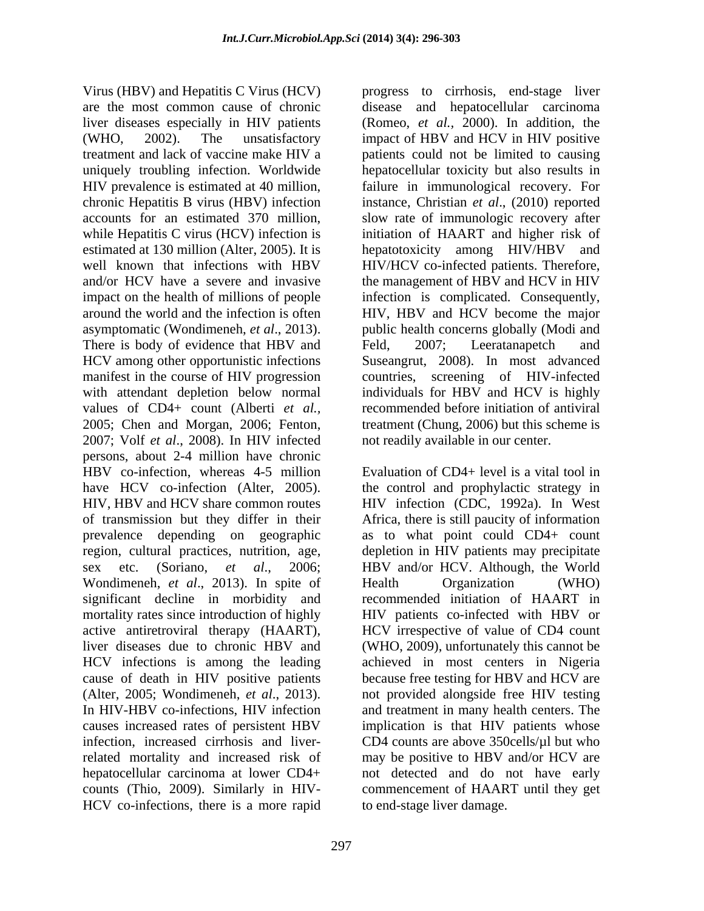Virus (HBV) and Hepatitis C Virus (HCV) are the most common cause of chronic liver diseases especially in HIV patients (WHO, 2002). The unsatisfactory treatment and lack of vaccine make HIV a uniquely troubling infection. Worldwide HIV prevalence is estimated at 40 million, chronic Hepatitis B virus (HBV) infection accounts for an estimated 370 million, while Hepatitis C virus (HCV) infection is estimated at 130 million (Alter, 2005). It is well known that infections with HBV and/or HCV have a severe and invasive impact on the health of millions of people around the world and the infection is often asymptomatic (Wondimeneh, *et al*., 2013). There is body of evidence that HBV and HCV among other opportunistic infections manifest in the course of HIV progression with attendant depletion below normal values of CD4+ count (Alberti *et al.*, 2005; Chen and Morgan, 2006; Fenton, 2007; Volf *et al*., 2008). In HIV infected persons, about 2-4 million have chronic HBV co-infection, whereas 4-5 million have HCV co-infection (Alter, 2005). HIV, HBV and HCV share common routes of transmission but they differ in their prevalence depending on geographic region, cultural practices, nutrition, age, sex etc. (Soriano, *et al*., 2006; Wondimeneh, *et al*., 2013). In spite of significant decline in morbidity and mortality rates since introduction of highly active antiretroviral therapy (HAART), liver diseases due to chronic HBV and HCV infections is among the leading cause of death in HIV positive patients (Alter, 2005; Wondimeneh, *et al*., 2013). In HIV-HBV co-infections, HIV infection causes increased rates of persistent HBV infection, increased cirrhosis and liver-related mortality and increased risk of hepatocellular carcinoma at lower CD4+ counts (Thio, 2009). Similarly in HIV-HCV co-infections, there is a more rapid progress to cirrhosis, end-stage liver disease and hepatocellular carcinoma (Romeo, *et al.,* 2000). In addition, the impact of HBV and HCV in HIV positive patients could not be limited to causing hepatocellular toxicity but also results in failure in immunological recovery. For instance, Christian *et al*., (2010) reported slow rate of immunologic recovery after initiation of HAART and higher risk of hepatotoxicity among HIV/HBV and HIV/HCV co-infected patients. Therefore, the management of HBV and HCV in HIV infection is complicated. Consequently, HIV, HBV and HCV become the major public health concerns globally (Modi and Feld, 2007; Leeratanapetch and Suseangrut, 2008). In most advanced countries, screening of HIV-infected individuals for HBV and HCV is highly recommended before initiation of antiviral treatment (Chung, 2006) but this scheme is not readily available in our center.

Evaluation of CD4+ level is a vital tool in the control and prophylactic strategy in HIV infection (CDC, 1992a). In West Africa, there is still paucity of information as to what point could CD4+ count depletion in HIV patients may precipitate HBV and/or HCV. Although, the World Health Organization (WHO) recommended initiation of HAART in HIV patients co-infected with HBV or HCV irrespective of value of CD4 count (WHO, 2009), unfortunately this cannot be achieved in most centers in Nigeria because free testing for HBV and HCV are not provided alongside free HIV testing and treatment in many health centers. The implication is that HIV patients whose CD4 counts are above 350cells/μl but who may be positive to HBV and/or HCV are not detected and do not have early commencement of HAART until they get to end-stage liver damage.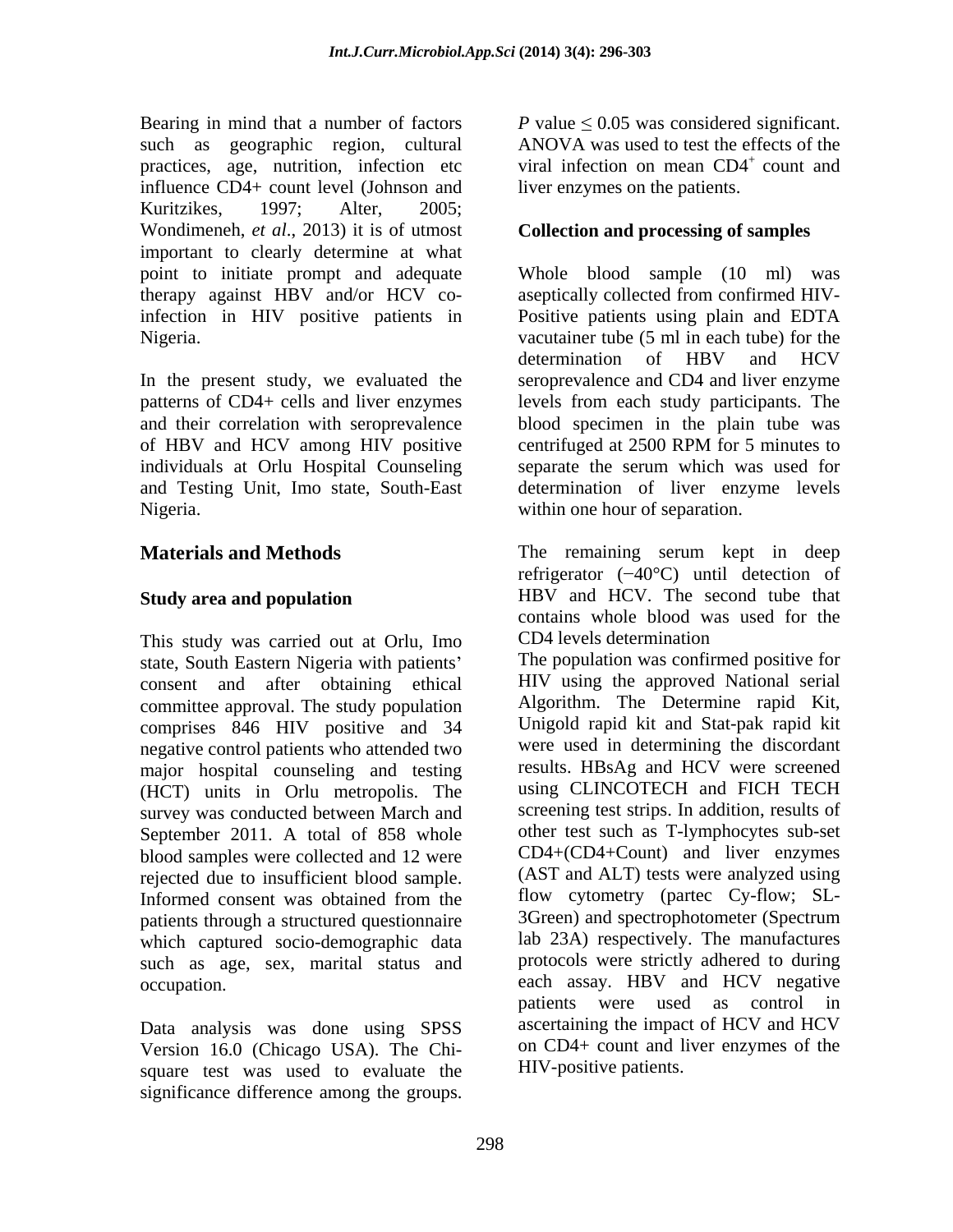Bearing in mind that a number of factors such as geographic region, cultural practices, age, nutrition, infection etc influence CD4+ count level (Johnson and Kuritzikes, 1997; Alter, 2005; Wondimeneh, *et al*., 2013) it is of utmost important to clearly determine at what point to initiate prompt and adequate therapy against HBV and/or HCV co-infection in HIV positive patients in Nigeria.

In the present study, we evaluated the patterns of CD4+ cells and liver enzymes and their correlation with seroprevalence of HBV and HCV among HIV positive individuals at Orlu Hospital Counseling and Testing Unit, Imo state, South-East Nigeria.

## Materials and Methods

### Study area and population

This study was carried out at Orlu, Imo state, South Eastern Nigeria with patients' consent and after obtaining ethical committee approval. The study population comprises 846 HIV positive and 34 negative control patients who attended two major hospital counseling and testing (HCT) units in Orlu metropolis. The survey was conducted between March and September 2011. A total of 858 whole blood samples were collected and 12 were rejected due to insufficient blood sample. Informed consent was obtained from the patients through a structured questionnaire which captured socio-demographic data such as age, sex, marital status and occupation.

Data analysis was done using SPSS Version 16.0 (Chicago USA). The Chi-square test was used to evaluate the significance difference among the groups. $P$ value $\leq 0.05$ was considered significant. ANOVA was used to test the effects of the viral infection on mean $CD4^+$ count and liver enzymes on the patients.

### Collection and processing of samples

Whole blood sample (10 ml) was aseptically collected from confirmed HIV-Positive patients using plain and EDTA vacutainer tube (5 ml in each tube) for the determination of HBV and HCV seroprevalence and CD4 and liver enzyme levels from each study participants. The blood specimen in the plain tube was centrifuged at 2500 RPM for 5 minutes to separate the serum which was used for determination of liver enzyme levels within one hour of separation.

The remaining serum kept in deep refrigerator (−40°C) until detection of HBV and HCV. The second tube that contains whole blood was used for the CD4 levels determination

The population was confirmed positive for HIV using the approved National serial Algorithm. The Determine rapid Kit, Unigold rapid kit and Stat-pak rapid kit were used in determining the discordant results. HBsAg and HCV were screened using CLINCOTECH and FICH TECH screening test strips. In addition, results of other test such as T-lymphocytes sub-set CD4+(CD4+Count) and liver enzymes (AST and ALT) tests were analyzed using flow cytometry (partec Cy-flow; SL-3Green) and spectrophotometer (Spectrum lab 23A) respectively. The manufactures protocols were strictly adhered to during each assay. HBV and HCV negative patients were used as control in ascertaining the impact of HCV and HCV on CD4+ count and liver enzymes of the HIV-positive patients.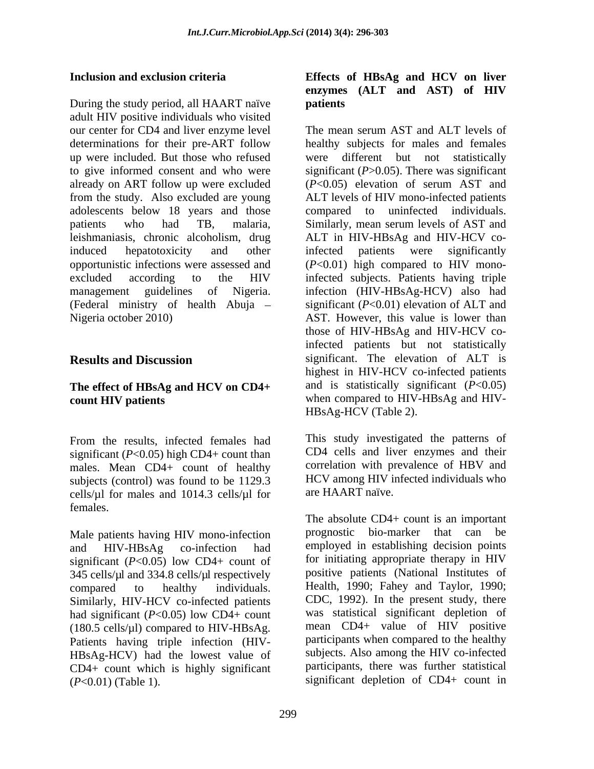### Inclusion and exclusion criteria

During the study period, all HAART naïve adult HIV positive individuals who visited our center for CD4 and liver enzyme level determinations for their pre-ART follow up were included. But those who refused to give informed consent and who were already on ART follow up were excluded from the study. Also excluded are young adolescents below 18 years and those patients who had TB, malaria, leishmaniasis, chronic alcoholism, drug induced hepatotoxicity and other opportunistic infections were assessed and excluded according to the HIV management guidelines of Nigeria. (Federal ministry of health Abuja – Nigeria october 2010)

## Results and Discussion

### The effect of HBsAg and HCV on CD4+ count HIV patients

From the results, infected females had significant (*P*<0.05) high CD4+ count than males. Mean CD4+ count of healthy subjects (control) was found to be 1129.3 cells/µl for males and 1014.3 cells/µl for females.

Male patients having HIV mono-infection and HIV-HBsAg co-infection had significant (*P*<0.05) low CD4+ count of 345 cells/µl and 334.8 cells/µl respectively compared to healthy individuals. Similarly, HIV-HCV co-infected patients had significant (*P*<0.05) low CD4+ count (180.5 cells/µl) compared to HIV-HBsAg. Patients having triple infection (HIV-HBsAg-HCV) had the lowest value of CD4+ count which is highly significant (*P*<0.01) (Table 1).

### Effects of HBsAg and HCV on liver enzymes (ALT and AST) of HIV patients

The mean serum AST and ALT levels of healthy subjects for males and females were different but not statistically significant (*P*>0.05). There was significant (*P*<0.05) elevation of serum AST and ALT levels of HIV mono-infected patients compared to uninfected individuals. Similarly, mean serum levels of AST and ALT in HIV-HBsAg and HIV-HCV co-infected patients were significantly (*P*<0.01) high compared to HIV mono-infected subjects. Patients having triple infection (HIV-HBsAg-HCV) also had significant (*P*<0.01) elevation of ALT and AST. However, this value is lower than those of HIV-HBsAg and HIV-HCV co-infected patients but not statistically significant. The elevation of ALT is highest in HIV-HCV co-infected patients and is statistically significant (*P*<0.05) when compared to HIV-HBsAg and HIV-HBsAg-HCV (Table 2).

This study investigated the patterns of CD4 cells and liver enzymes and their correlation with prevalence of HBV and HCV among HIV infected individuals who are HAART naïve.

The absolute CD4+ count is an important prognostic bio-marker that can be employed in establishing decision points for initiating appropriate therapy in HIV positive patients (National Institutes of Health, 1990; Fahey and Taylor, 1990; CDC, 1992). In the present study, there was statistical significant depletion of mean CD4+ value of HIV positive participants when compared to the healthy subjects. Also among the HIV co-infected participants, there was further statistical significant depletion of CD4+ count in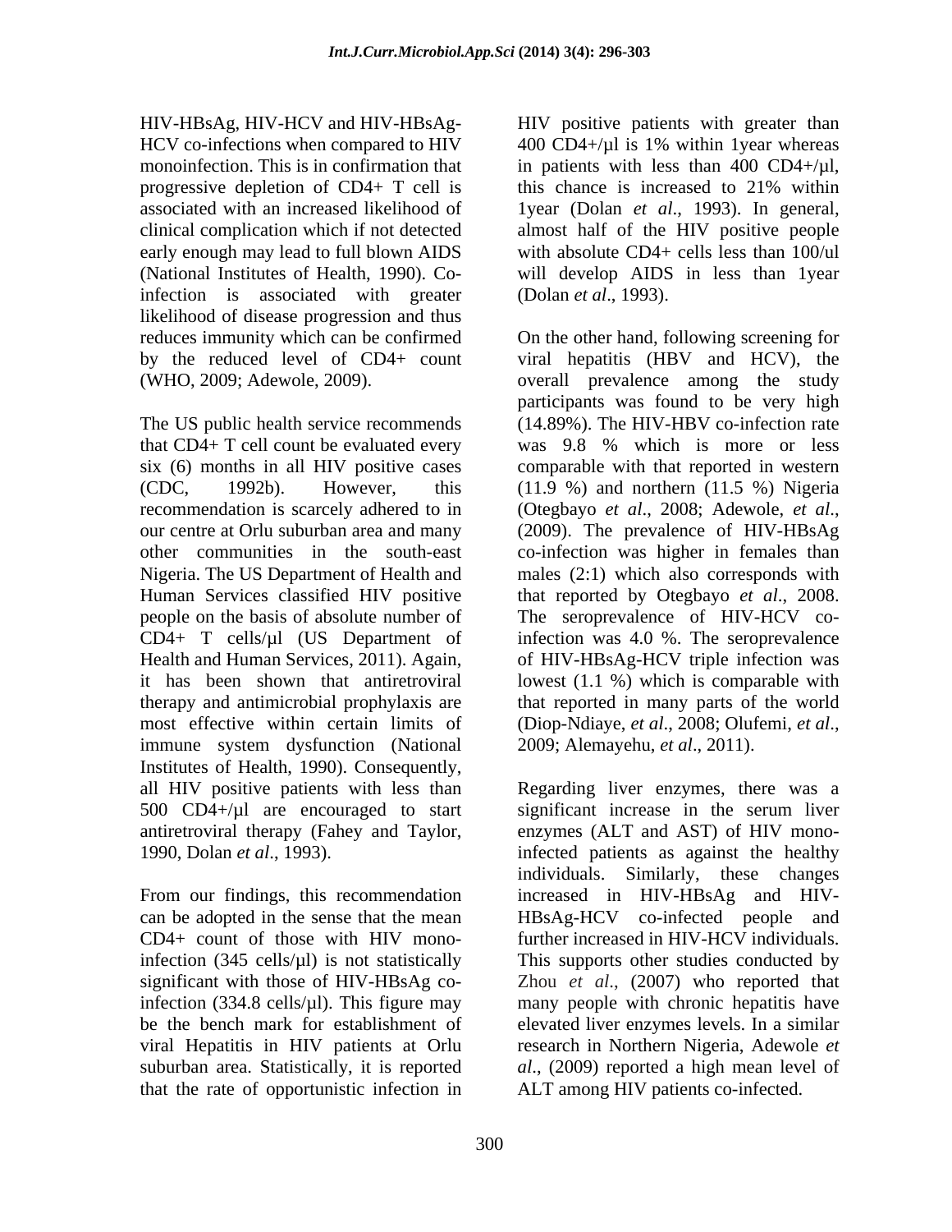HIV-HBsAg, HIV-HCV and HIV-HBsAg-HCV co-infections when compared to HIV monoinfection. This is in confirmation that progressive depletion of CD4+ T cell is associated with an increased likelihood of clinical complication which if not detected early enough may lead to full blown AIDS (National Institutes of Health, 1990). Co-infection is associated with greater likelihood of disease progression and thus reduces immunity which can be confirmed by the reduced level of CD4+ count (WHO, 2009; Adewole, 2009).

The US public health service recommends that CD4+ T cell count be evaluated every six (6) months in all HIV positive cases (CDC, 1992b). However, this recommendation is scarcely adhered to in our centre at Orlu suburban area and many other communities in the south-east Nigeria. The US Department of Health and Human Services classified HIV positive people on the basis of absolute number of CD4+ T cells/µl (US Department of Health and Human Services, 2011). Again, it has been shown that antiretroviral therapy and antimicrobial prophylaxis are most effective within certain limits of immune system dysfunction (National Institutes of Health, 1990). Consequently, all HIV positive patients with less than 500 CD4+/µl are encouraged to start antiretroviral therapy (Fahey and Taylor, 1990, Dolan *et al*., 1993).

From our findings, this recommendation can be adopted in the sense that the mean CD4+ count of those with HIV mono-infection (345 cells/µl) is not statistically significant with those of HIV-HBsAg co-infection (334.8 cells/µl). This figure may be the bench mark for establishment of viral Hepatitis in HIV patients at Orlu suburban area. Statistically, it is reported that the rate of opportunistic infection in HIV positive patients with greater than 400 CD4+/µl is 1% within 1year whereas in patients with less than 400 CD4+/µl, this chance is increased to 21% within 1year (Dolan *et al*., 1993). In general, almost half of the HIV positive people with absolute CD4+ cells less than 100/ul will develop AIDS in less than 1year (Dolan *et al*., 1993).

On the other hand, following screening for viral hepatitis (HBV and HCV), the overall prevalence among the study participants was found to be very high (14.89%). The HIV-HBV co-infection rate was 9.8 % which is more or less comparable with that reported in western (11.9 %) and northern (11.5 %) Nigeria (Otegbayo *et al*., 2008; Adewole, *et al*., (2009). The prevalence of HIV-HBsAg co-infection was higher in females than males (2:1) which also corresponds with that reported by Otegbayo *et al*., 2008. The seroprevalence of HIV-HCV co-infection was 4.0 %. The seroprevalence of HIV-HBsAg-HCV triple infection was lowest (1.1 %) which is comparable with that reported in many parts of the world (Diop-Ndiaye, *et al*., 2008; Olufemi, *et al*., 2009; Alemayehu, *et al*., 2011).

Regarding liver enzymes, there was a significant increase in the serum liver enzymes (ALT and AST) of HIV mono-infected patients as against the healthy individuals. Similarly, these changes increased in HIV-HBsAg and HIV-HBsAg-HCV co-infected people and further increased in HIV-HCV individuals. This supports other studies conducted by Zhou *et al.*, (2007) who reported that many people with chronic hepatitis have elevated liver enzymes levels. In a similar research in Northern Nigeria, Adewole *et al*., (2009) reported a high mean level of ALT among HIV patients co-infected.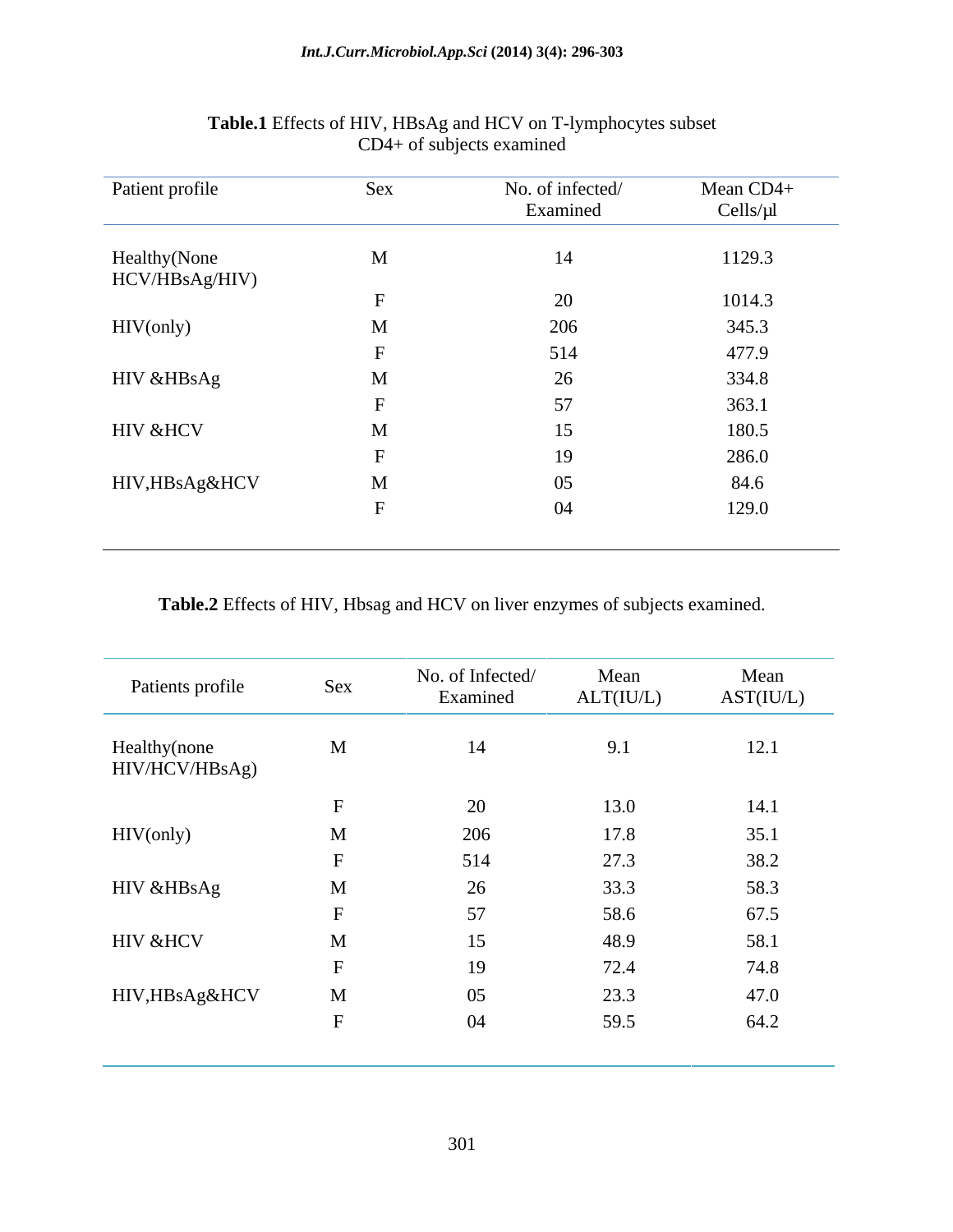**Table.1** Effects of HIV, HBsAg and HCV on T-lymphocytes subset CD4+ of subjects examined

| Patient profile | Sex | No. of infected/ Examined | Mean CD4+ Cells/μl |
|---|---|---|---|
| Healthy(None HCV/HBsAg/HIV) | M | 14 | 1129.3 |
| | F | 20 | 1014.3 |
| HIV(only) | M | 206 | 345.3 |
| | F | 514 | 477.9 |
| HIV &HBsAg | M | 26 | 334.8 |
| | F | 57 | 363.1 |
| HIV &HCV | M | 15 | 180.5 |
| | F | 19 | 286.0 |
| HIV,HBsAg&HCV | M | 05 | 84.6 |
| | F | 04 | 129.0 |

**Table.2** Effects of HIV, Hbsag and HCV on liver enzymes of subjects examined.

| Patients profile | Sex | No. of Infected/ Examined | Mean ALT(IU/L) | Mean AST(IU/L) |
|---|---|---|---|---|
| Healthy(none HIV/HCV/HBsAg) | M | 14 | 9.1 | 12.1 |
| | F | 20 | 13.0 | 14.1 |
| HIV(only) | M | 206 | 17.8 | 35.1 |
| | F | 514 | 27.3 | 38.2 |
| HIV &HBsAg | M | 26 | 33.3 | 58.3 |
| | F | 57 | 58.6 | 67.5 |
| HIV &HCV | M | 15 | 48.9 | 58.1 |
| | F | 19 | 72.4 | 74.8 |
| HIV,HBsAg&HCV | M | 05 | 23.3 | 47.0 |
| | F | 04 | 59.5 | 64.2 |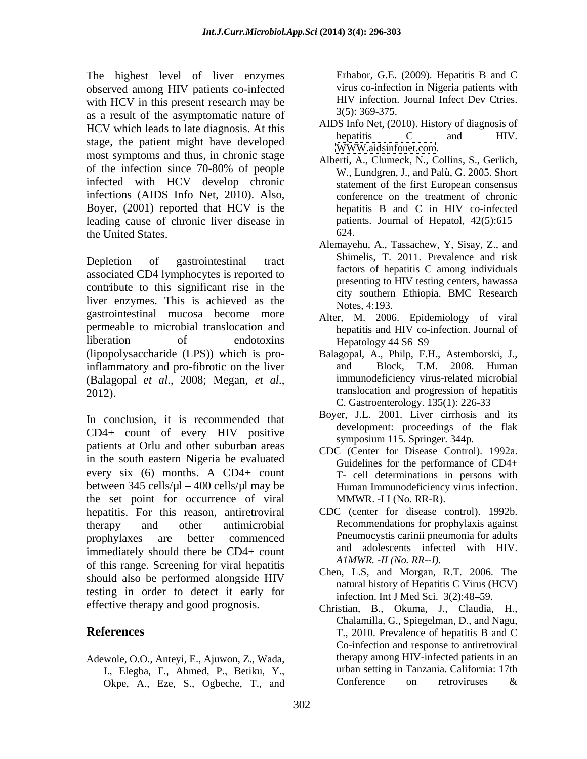The highest level of liver enzymes observed among HIV patients co-infected with HCV in this present research may be as a result of the asymptomatic nature of HCV which leads to late diagnosis. At this stage, the patient might have developed most symptoms and thus, in chronic stage of the infection since 70-80% of people infected with HCV develop chronic infections (AIDS Info Net, 2010). Also, Boyer, (2001) reported that HCV is the leading cause of chronic liver disease in the United States.

Depletion of gastrointestinal tract associated CD4 lymphocytes is reported to contribute to this significant rise in the liver enzymes. This is achieved as the gastrointestinal mucosa become more permeable to microbial translocation and liberation of endotoxins (lipopolysaccharide (LPS)) which is pro-inflammatory and pro-fibrotic on the liver (Balagopal *et al*., 2008; Megan, *et al*., 2012).

In conclusion, it is recommended that CD4+ count of every HIV positive patients at Orlu and other suburban areas in the south eastern Nigeria be evaluated every six (6) months. A CD4+ count between 345 cells/µl – 400 cells/µl may be the set point for occurrence of viral hepatitis. For this reason, antiretroviral therapy and other antimicrobial prophylaxes are better commenced immediately should there be CD4+ count of this range. Screening for viral hepatitis should also be performed alongside HIV testing in order to detect it early for effective therapy and good prognosis.

## References

Adewole, O.O., Anteyi, E., Ajuwon, Z., Wada, I., Elegba, F., Ahmed, P., Betiku, Y., Okpe, A., Eze, S., Ogbeche, T., and Erhabor, G.E. (2009). Hepatitis B and C virus co-infection in Nigeria patients with HIV infection. Journal Infect Dev Ctries. 3(5): 369-375.

AIDS Info Net, (2010). History of diagnosis of hepatitis C and HIV. WWW.aidsinfonet.com.

Alberti, A., Clumeck, N., Collins, S., Gerlich, W., Lundgren, J., and Palù, G. 2005. Short statement of the first European consensus conference on the treatment of chronic hepatitis B and C in HIV co-infected patients. Journal of Hepatol, 42(5):615–624.

Alemayehu, A., Tassachew, Y, Sisay, Z., and Shimelis, T. 2011. Prevalence and risk factors of hepatitis C among individuals presenting to HIV testing centers, hawassa city southern Ethiopia. BMC Research Notes, 4:193.

Alter, M. 2006. Epidemiology of viral hepatitis and HIV co-infection. Journal of Hepatology 44 S6–S9

Balagopal, A., Philp, F.H., Astemborski, J., and Block, T.M. 2008. Human immunodeficiency virus-related microbial translocation and progression of hepatitis C. Gastroenterology. 135(1): 226-33

Boyer, J.L. 2001. Liver cirrhosis and its development: proceedings of the flak symposium 115. Springer. 344p.

CDC (Center for Disease Control). 1992a. Guidelines for the performance of CD4+ T- cell determinations in persons with Human Immunodeficiency virus infection. MMWR. -I I (No. RR-R).

CDC (center for disease control). 1992b. Recommendations for prophylaxis against Pneumocystis carinii pneumonia for adults and adolescents infected with HIV. *A1MWR. -II (No. RR--I).*

Chen, L.S, and Morgan, R.T. 2006. The natural history of Hepatitis C Virus (HCV) infection. Int J Med Sci. 3(2):48–59.

Christian, B., Okuma, J., Claudia, H., Chalamilla, G., Spiegelman, D., and Nagu, T., 2010. Prevalence of hepatitis B and C Co-infection and response to antiretroviral therapy among HIV-infected patients in an urban setting in Tanzania. California: 17th Conference on retroviruses &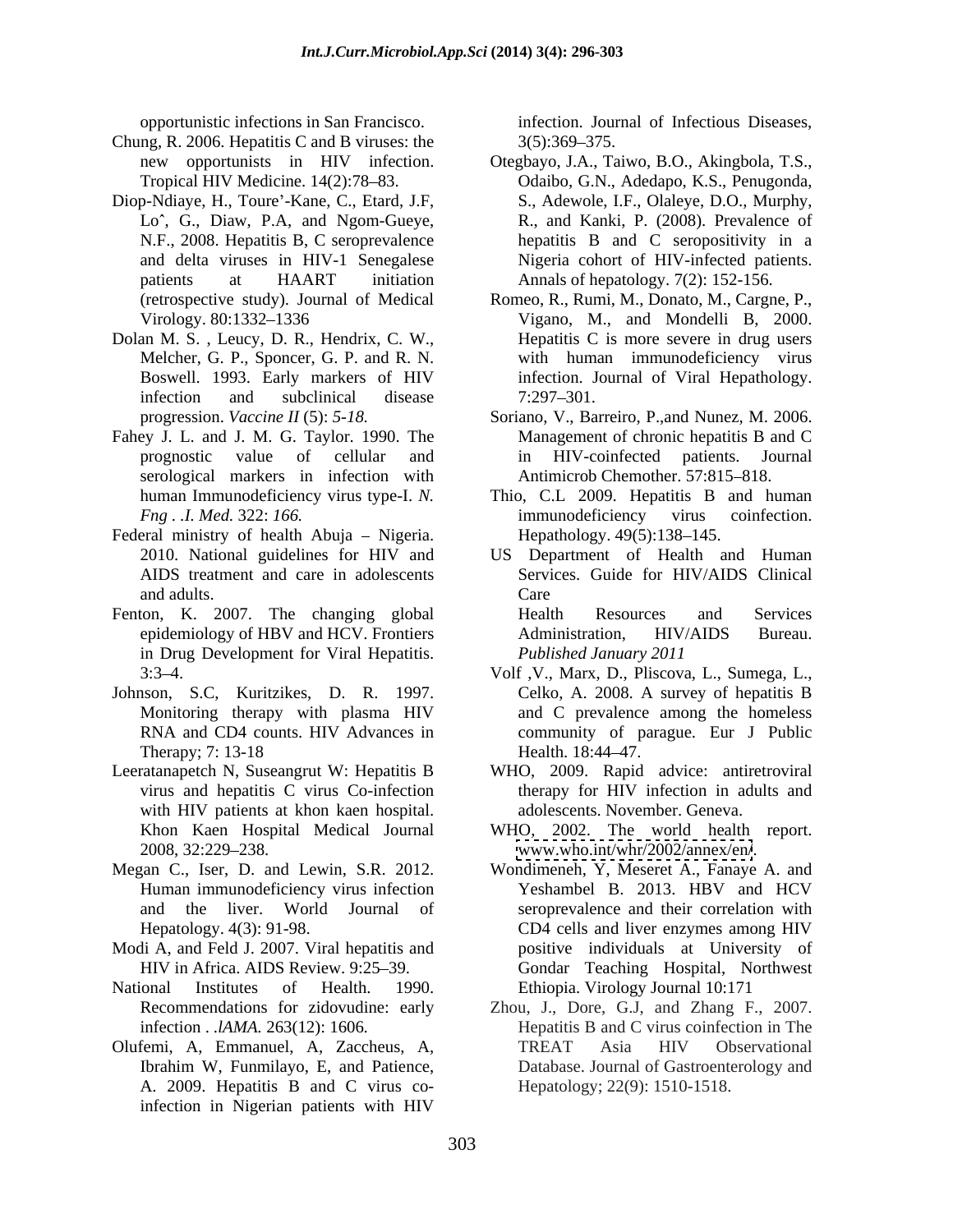opportunistic infections in San Francisco.

Chung, R. 2006. Hepatitis C and B viruses: the new opportunists in HIV infection. Tropical HIV Medicine. 14(2):78–83.

Diop-Ndiaye, H., Toure'-Kane, C., Etard, J.F, Loˆ, G., Diaw, P.A, and Ngom-Gueye, N.F., 2008. Hepatitis B, C seroprevalence and delta viruses in HIV-1 Senegalese patients at HAART initiation (retrospective study). Journal of Medical Virology. 80:1332–1336

Dolan M. S. , Leucy, D. R., Hendrix, C. W., Melcher, G. P., Sponcer, G. P. and R. N. Boswell. 1993. Early markers of HIV infection and subclinical disease progression. *Vaccine II* (5): *5-18.*

Fahey J. L. and J. M. G. Taylor. 1990. The prognostic value of cellular and serological markers in infection with human Immunodeficiency virus type-I. *N. Fng . .I. Med.* 322: *166.*

Federal ministry of health Abuja – Nigeria. 2010. National guidelines for HIV and AIDS treatment and care in adolescents and adults.

Fenton, K. 2007. The changing global epidemiology of HBV and HCV. Frontiers in Drug Development for Viral Hepatitis. 3:3–4.

Johnson, S.C, Kuritzikes, D. R. 1997. Monitoring therapy with plasma HIV RNA and CD4 counts. HIV Advances in Therapy; 7: 13-18

Leeratanapetch N, Suseangrut W: Hepatitis B virus and hepatitis C virus Co-infection with HIV patients at khon kaen hospital. Khon Kaen Hospital Medical Journal 2008, 32:229–238.

Megan C., Iser, D. and Lewin, S.R. 2012. Human immunodeficiency virus infection and the liver. World Journal of Hepatology. 4(3): 91-98.

Modi A, and Feld J. 2007. Viral hepatitis and HIV in Africa. AIDS Review. 9:25–39.

National Institutes of Health. 1990. Recommendations for zidovudine: early infection . *.lAMA.* 263(12): 1606.

Olufemi, A, Emmanuel, A, Zaccheus, A, Ibrahim W, Funmilayo, E, and Patience, A. 2009. Hepatitis B and C virus co-infection in Nigerian patients with HIV infection. Journal of Infectious Diseases, 3(5):369–375.

Otegbayo, J.A., Taiwo, B.O., Akingbola, T.S., Odaibo, G.N., Adedapo, K.S., Penugonda, S., Adewole, I.F., Olaleye, D.O., Murphy, R., and Kanki, P. (2008). Prevalence of hepatitis B and C seropositivity in a Nigeria cohort of HIV-infected patients. Annals of hepatology. 7(2): 152-156.

Romeo, R., Rumi, M., Donato, M., Cargne, P., Vigano, M., and Mondelli B, 2000. Hepatitis C is more severe in drug users with human immunodeficiency virus infection. Journal of Viral Hepathology. 7:297–301.

Soriano, V., Barreiro, P.,and Nunez, M. 2006. Management of chronic hepatitis B and C in HIV-coinfected patients. Journal Antimicrob Chemother. 57:815–818.

Thio, C.L 2009. Hepatitis B and human immunodeficiency virus coinfection. Hepathology. 49(5):138–145.

US Department of Health and Human Services. Guide for HIV/AIDS Clinical Care Health Resources and Services Administration, HIV/AIDS Bureau. *Published January 2011*

Volf ,V., Marx, D., Pliscova, L., Sumega, L., Celko, A. 2008. A survey of hepatitis B and C prevalence among the homeless community of parague. Eur J Public Health. 18:44–47.

WHO, 2009. Rapid advice: antiretroviral therapy for HIV infection in adults and adolescents. November. Geneva.

WHO, 2002. The world health report. www.who.int/whr/2002/annex/en/.

Wondimeneh, Y, Meseret A., Fanaye A. and Yeshambel B. 2013. HBV and HCV seroprevalence and their correlation with CD4 cells and liver enzymes among HIV positive individuals at University of Gondar Teaching Hospital, Northwest Ethiopia. Virology Journal 10:171

Zhou, J., Dore, G.J, and Zhang F., 2007. Hepatitis B and C virus coinfection in The TREAT Asia HIV Observational Database. Journal of Gastroenterology and Hepatology; 22(9): 1510-1518.